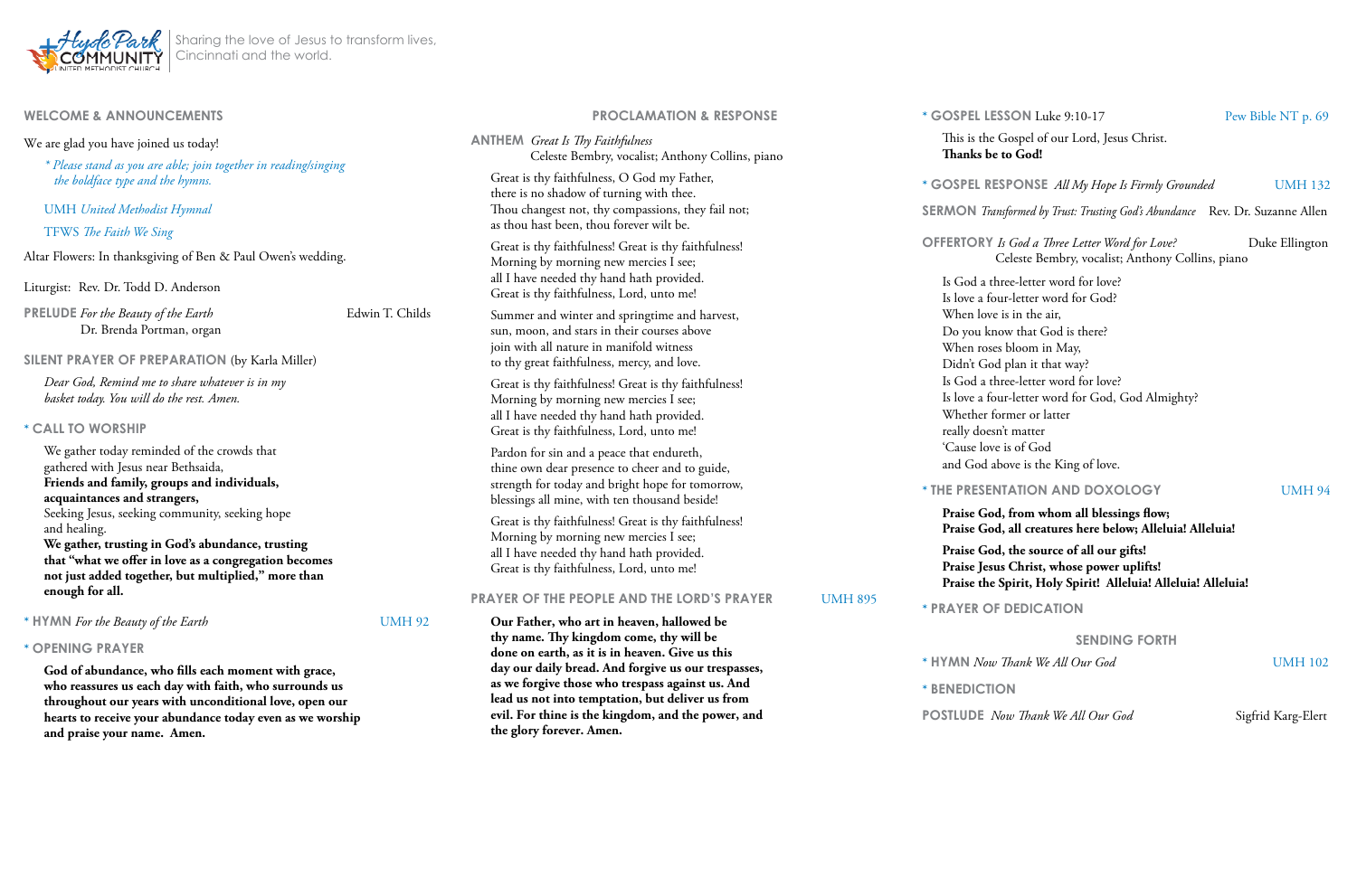Hyde Park Community United Methodist Church | Sharing the love of Jesus to transform lives, Cincinnati and the world.

## WELCOME & ANNOUNCEMENTS

We are glad you have joined us today!

*\* Please stand as you are able; join together in reading/singing the boldface type and the hymns.*

UMH *United Methodist Hymnal*

TFWS *The Faith We Sing*

Altar Flowers: In thanksgiving of Ben & Paul Owen's wedding.

Liturgist: Rev. Dr. Todd D. Anderson

**PRELUDE** *For the Beauty of the Earth* — Edwin T. Childs
Dr. Brenda Portman, organ

**SILENT PRAYER OF PREPARATION** (by Karla Miller)

*Dear God, Remind me to share whatever is in my basket today. You will do the rest. Amen.*

**\* CALL TO WORSHIP**

We gather today reminded of the crowds that gathered with Jesus near Bethsaida,
**Friends and family, groups and individuals, acquaintances and strangers,**
Seeking Jesus, seeking community, seeking hope and healing.
**We gather, trusting in God's abundance, trusting that "what we offer in love as a congregation becomes not just added together, but multiplied," more than enough for all.**

**\* HYMN** *For the Beauty of the Earth* — UMH 92

**\* OPENING PRAYER**

**God of abundance, who fills each moment with grace, who reassures us each day with faith, who surrounds us throughout our years with unconditional love, open our hearts to receive your abundance today even as we worship and praise your name. Amen.**

## PROCLAMATION & RESPONSE

**ANTHEM** *Great Is Thy Faithfulness*
Celeste Bembry, vocalist; Anthony Collins, piano

Great is thy faithfulness, O God my Father,
there is no shadow of turning with thee.
Thou changest not, thy compassions, they fail not;
as thou hast been, thou forever wilt be.

Great is thy faithfulness! Great is thy faithfulness!
Morning by morning new mercies I see;
all I have needed thy hand hath provided.
Great is thy faithfulness, Lord, unto me!

Summer and winter and springtime and harvest,
sun, moon, and stars in their courses above
join with all nature in manifold witness
to thy great faithfulness, mercy, and love.

Great is thy faithfulness! Great is thy faithfulness!
Morning by morning new mercies I see;
all I have needed thy hand hath provided.
Great is thy faithfulness, Lord, unto me!

Pardon for sin and a peace that endureth,
thine own dear presence to cheer and to guide,
strength for today and bright hope for tomorrow,
blessings all mine, with ten thousand beside!

Great is thy faithfulness! Great is thy faithfulness!
Morning by morning new mercies I see;
all I have needed thy hand hath provided.
Great is thy faithfulness, Lord, unto me!

**PRAYER OF THE PEOPLE AND THE LORD'S PRAYER** — UMH 895

**Our Father, who art in heaven, hallowed be thy name. Thy kingdom come, thy will be done on earth, as it is in heaven. Give us this day our daily bread. And forgive us our trespasses, as we forgive those who trespass against us. And lead us not into temptation, but deliver us from evil. For thine is the kingdom, and the power, and the glory forever. Amen.**

**\* GOSPEL LESSON** Luke 9:10-17 — Pew Bible NT p. 69

This is the Gospel of our Lord, Jesus Christ.
**Thanks be to God!**

**\* GOSPEL RESPONSE** *All My Hope Is Firmly Grounded* — UMH 132

**SERMON** *Transformed by Trust: Trusting God's Abundance* — Rev. Dr. Suzanne Allen

**OFFERTORY** *Is God a Three Letter Word for Love?* — Duke Ellington
Celeste Bembry, vocalist; Anthony Collins, piano

Is God a three-letter word for love?
Is love a four-letter word for God?
When love is in the air,
Do you know that God is there?
When roses bloom in May,
Didn't God plan it that way?
Is God a three-letter word for love?
Is love a four-letter word for God, God Almighty?
Whether former or latter
really doesn't matter
'Cause love is of God
and God above is the King of love.

**\* THE PRESENTATION AND DOXOLOGY** — UMH 94

**Praise God, from whom all blessings flow;
Praise God, all creatures here below; Alleluia! Alleluia!**

**Praise God, the source of all our gifts!
Praise Jesus Christ, whose power uplifts!
Praise the Spirit, Holy Spirit! Alleluia! Alleluia! Alleluia!**

**\* PRAYER OF DEDICATION**

## SENDING FORTH

**\* HYMN** *Now Thank We All Our God* — UMH 102

**\* BENEDICTION**

**POSTLUDE** *Now Thank We All Our God* — Sigfrid Karg-Elert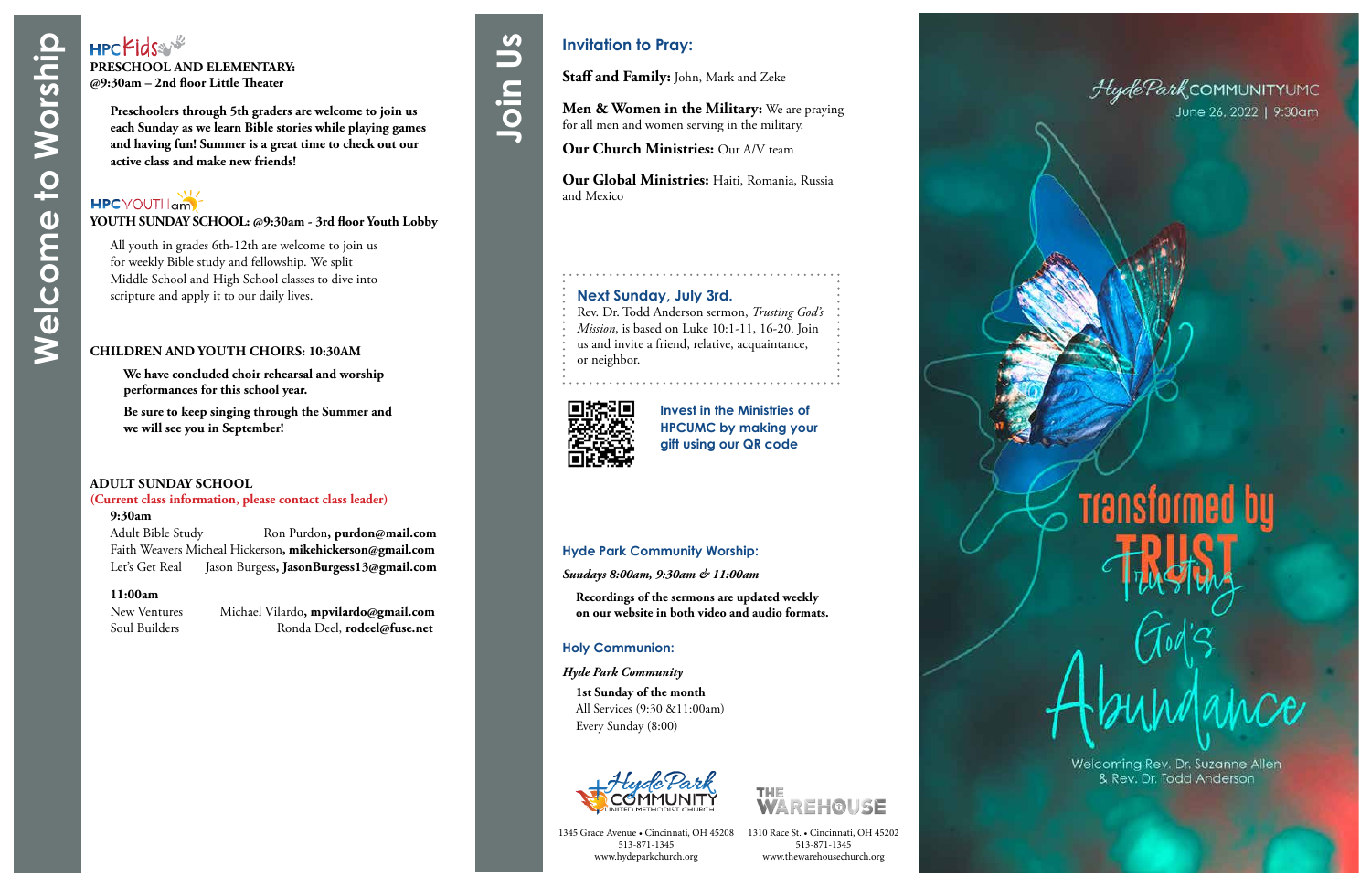# Welcome to Worship

**HPC Kids**

**PRESCHOOL AND ELEMENTARY:**
**@9:30am – 2nd floor Little Theater**

**Preschoolers through 5th graders are welcome to join us each Sunday as we learn Bible stories while playing games and having fun! Summer is a great time to check out our active class and make new friends!**

**HPC YOUTH I am**

**YOUTH SUNDAY SCHOOL: @9:30am - 3rd floor Youth Lobby**

All youth in grades 6th-12th are welcome to join us for weekly Bible study and fellowship. We split Middle School and High School classes to dive into scripture and apply it to our daily lives.

**CHILDREN AND YOUTH CHOIRS: 10:30AM**

**We have concluded choir rehearsal and worship performances for this school year.**

**Be sure to keep singing through the Summer and we will see you in September!**

**ADULT SUNDAY SCHOOL**
**(Current class information, please contact class leader)**

**9:30am**

Adult Bible Study Ron Purdon, **purdon@mail.com**
Faith Weavers Micheal Hickerson, **mikehickerson@gmail.com**
Let's Get Real Jason Burgess, **JasonBurgess13@gmail.com**

**11:00am**

New Ventures Michael Vilardo, **mpvilardo@gmail.com**
Soul Builders Ronda Deel, **rodeel@fuse.net**

# Join Us

## Invitation to Pray:

**Staff and Family:** John, Mark and Zeke

**Men & Women in the Military:** We are praying for all men and women serving in the military.

**Our Church Ministries:** Our A/V team

**Our Global Ministries:** Haiti, Romania, Russia and Mexico

## Next Sunday, July 3rd.

Rev. Dr. Todd Anderson sermon, *Trusting God's Mission*, is based on Luke 10:1-11, 16-20. Join us and invite a friend, relative, acquaintance, or neighbor.

**Invest in the Ministries of HPCUMC by making your gift using our QR code**

## Hyde Park Community Worship:

*Sundays 8:00am, 9:30am & 11:00am*

**Recordings of the sermons are updated weekly on our website in both video and audio formats.**

## Holy Communion:

*Hyde Park Community*

**1st Sunday of the month**
All Services (9:30 &11:00am)
Every Sunday (8:00)

Hyde Park Community United Methodist Church
1345 Grace Avenue • Cincinnati, OH 45208
513-871-1345
www.hydeparkchurch.org

The Warehouse
1310 Race St. • Cincinnati, OH 45202
513-871-1345
www.thewarehousechurch.org

Hyde Park COMMUNITY UMC
June 26, 2022 | 9:30am

# Transformed by TRUST

Trusting God's Abundance

Welcoming Rev. Dr. Suzanne Allen & Rev. Dr. Todd Anderson